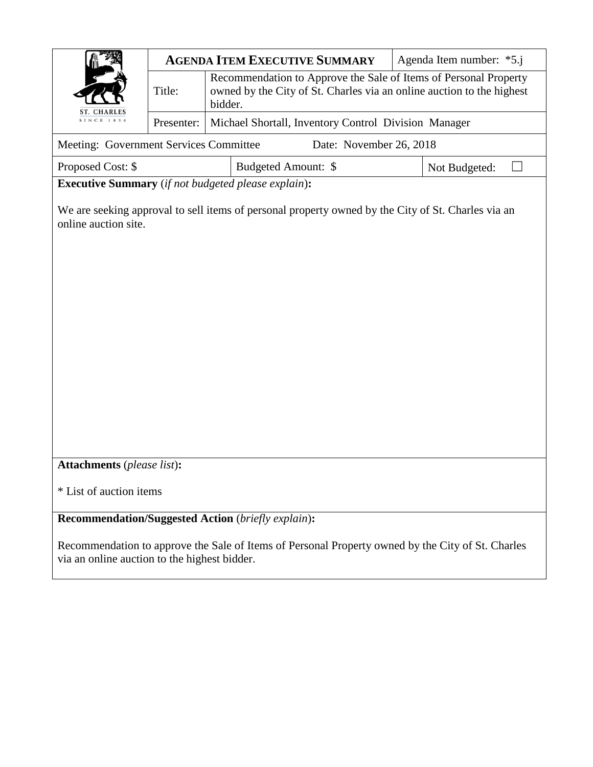| ST. CHARLES SINCE 1834 | **AGENDA ITEM EXECUTIVE SUMMARY** | | Agenda Item number: *5.j |
|---|---|---|---|
| | Title: | Recommendation to Approve the Sale of Items of Personal Property owned by the City of St. Charles via an online auction to the highest bidder. | |
| | Presenter: | Michael Shortall, Inventory Control Division Manager | |

| Meeting: Government Services Committee | Date: November 26, 2018 | |
|---|---|---|
| Proposed Cost: $ | Budgeted Amount: $ | Not Budgeted: ☐ |

**Executive Summary** (*if not budgeted please explain*)**:**

We are seeking approval to sell items of personal property owned by the City of St. Charles via an online auction site.

**Attachments** (*please list*)**:**

* List of auction items

**Recommendation/Suggested Action** (*briefly explain*)**:**

Recommendation to approve the Sale of Items of Personal Property owned by the City of St. Charles via an online auction to the highest bidder.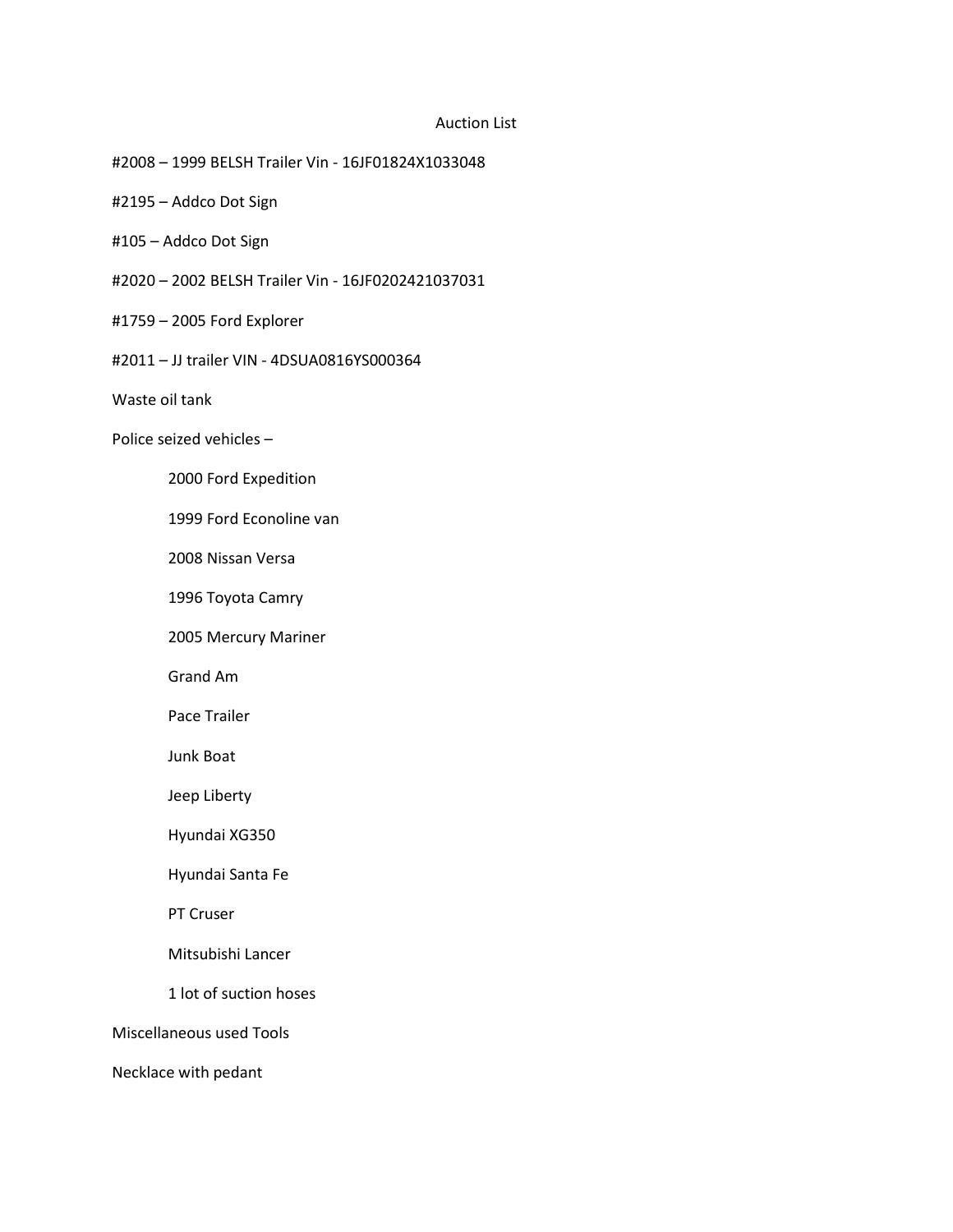# Auction List

#2008 – 1999 BELSH Trailer Vin - 16JF01824X1033048

#2195 – Addco Dot Sign

#105 – Addco Dot Sign

#2020 – 2002 BELSH Trailer Vin - 16JF0202421037031

#1759 – 2005 Ford Explorer

#2011 – JJ trailer VIN - 4DSUA0816YS000364

Waste oil tank

Police seized vehicles –

- 2000 Ford Expedition
- 1999 Ford Econoline van
- 2008 Nissan Versa
- 1996 Toyota Camry
- 2005 Mercury Mariner
- Grand Am
- Pace Trailer
- Junk Boat
- Jeep Liberty
- Hyundai XG350
- Hyundai Santa Fe
- PT Cruser
- Mitsubishi Lancer
- 1 lot of suction hoses

Miscellaneous used Tools

Necklace with pedant